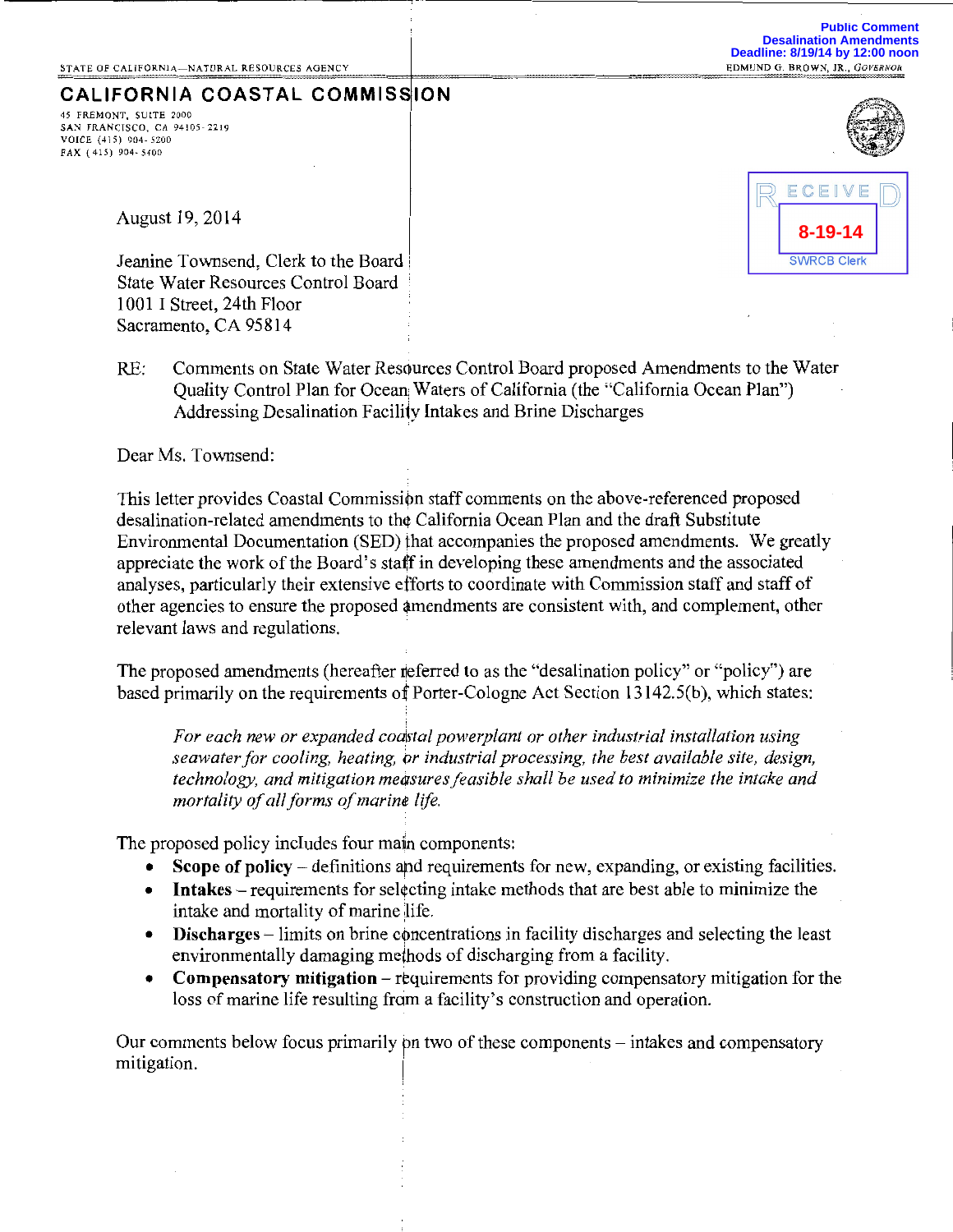Public Comment
Desalination Amendments
Deadline: 8/19/14 by 12:00 noon

STATE OF CALIFORNIA—NATURAL RESOURCES AGENCY

EDMUND G. BROWN, JR., *GOVERNOR*

# CALIFORNIA COASTAL COMMISSION

45 FREMONT, SUITE 2000
SAN FRANCISCO, CA 94105-2219
VOICE (415) 904-5200
FAX (415) 904-5400

RECEIVED
8-19-14
SWRCB Clerk

August 19, 2014

Jeanine Townsend, Clerk to the Board
State Water Resources Control Board
1001 I Street, 24th Floor
Sacramento, CA 95814

RE: Comments on State Water Resources Control Board proposed Amendments to the Water Quality Control Plan for Ocean Waters of California (the "California Ocean Plan") Addressing Desalination Facility Intakes and Brine Discharges

Dear Ms. Townsend:

This letter provides Coastal Commission staff comments on the above-referenced proposed desalination-related amendments to the California Ocean Plan and the draft Substitute Environmental Documentation (SED) that accompanies the proposed amendments. We greatly appreciate the work of the Board's staff in developing these amendments and the associated analyses, particularly their extensive efforts to coordinate with Commission staff and staff of other agencies to ensure the proposed amendments are consistent with, and complement, other relevant laws and regulations.

The proposed amendments (hereafter referred to as the "desalination policy" or "policy") are based primarily on the requirements of Porter-Cologne Act Section 13142.5(b), which states:

> *For each new or expanded coastal powerplant or other industrial installation using seawater for cooling, heating, or industrial processing, the best available site, design, technology, and mitigation measures feasible shall be used to minimize the intake and mortality of all forms of marine life.*

The proposed policy includes four main components:

- **Scope of policy** – definitions and requirements for new, expanding, or existing facilities.
- **Intakes** – requirements for selecting intake methods that are best able to minimize the intake and mortality of marine life.
- **Discharges** – limits on brine concentrations in facility discharges and selecting the least environmentally damaging methods of discharging from a facility.
- **Compensatory mitigation** – requirements for providing compensatory mitigation for the loss of marine life resulting from a facility's construction and operation.

Our comments below focus primarily on two of these components – intakes and compensatory mitigation.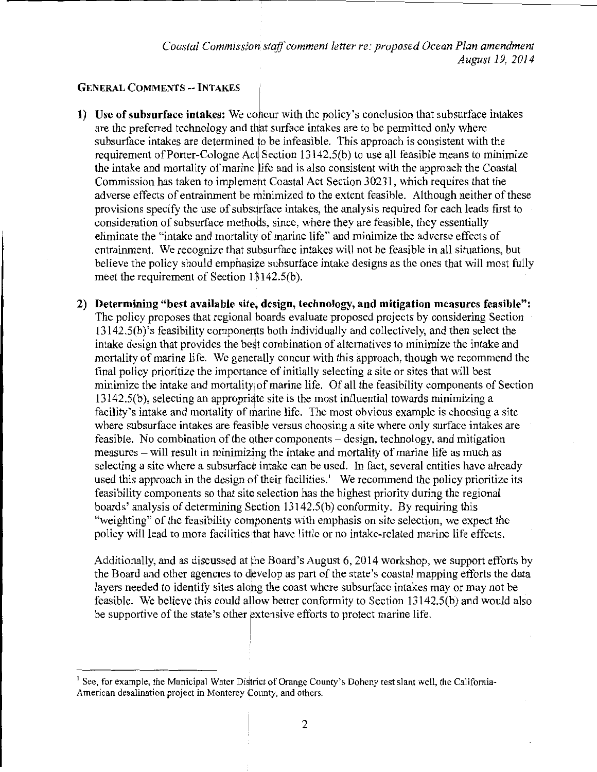## GENERAL COMMENTS -- INTAKES

1) **Use of subsurface intakes:** We concur with the policy's conclusion that subsurface intakes are the preferred technology and that surface intakes are to be permitted only where subsurface intakes are determined to be infeasible. This approach is consistent with the requirement of Porter-Cologne Act Section 13142.5(b) to use all feasible means to minimize the intake and mortality of marine life and is also consistent with the approach the Coastal Commission has taken to implement Coastal Act Section 30231, which requires that the adverse effects of entrainment be minimized to the extent feasible. Although neither of these provisions specify the use of subsurface intakes, the analysis required for each leads first to consideration of subsurface methods, since, where they are feasible, they essentially eliminate the "intake and mortality of marine life" and minimize the adverse effects of entrainment. We recognize that subsurface intakes will not be feasible in all situations, but believe the policy should emphasize subsurface intake designs as the ones that will most fully meet the requirement of Section 13142.5(b).

2) **Determining "best available site, design, technology, and mitigation measures feasible":** The policy proposes that regional boards evaluate proposed projects by considering Section 13142.5(b)'s feasibility components both individually and collectively, and then select the intake design that provides the best combination of alternatives to minimize the intake and mortality of marine life. We generally concur with this approach, though we recommend the final policy prioritize the importance of initially selecting a site or sites that will best minimize the intake and mortality of marine life. Of all the feasibility components of Section 13142.5(b), selecting an appropriate site is the most influential towards minimizing a facility's intake and mortality of marine life. The most obvious example is choosing a site where subsurface intakes are feasible versus choosing a site where only surface intakes are feasible. No combination of the other components – design, technology, and mitigation measures – will result in minimizing the intake and mortality of marine life as much as selecting a site where a subsurface intake can be used. In fact, several entities have already used this approach in the design of their facilities.[1] We recommend the policy prioritize its feasibility components so that site selection has the highest priority during the regional boards' analysis of determining Section 13142.5(b) conformity. By requiring this "weighting" of the feasibility components with emphasis on site selection, we expect the policy will lead to more facilities that have little or no intake-related marine life effects.

   Additionally, and as discussed at the Board's August 6, 2014 workshop, we support efforts by the Board and other agencies to develop as part of the state's coastal mapping efforts the data layers needed to identify sites along the coast where subsurface intakes may or may not be feasible. We believe this could allow better conformity to Section 13142.5(b) and would also be supportive of the state's other extensive efforts to protect marine life.

---

[1] See, for example, the Municipal Water District of Orange County's Doheny test slant well, the California-American desalination project in Monterey County, and others.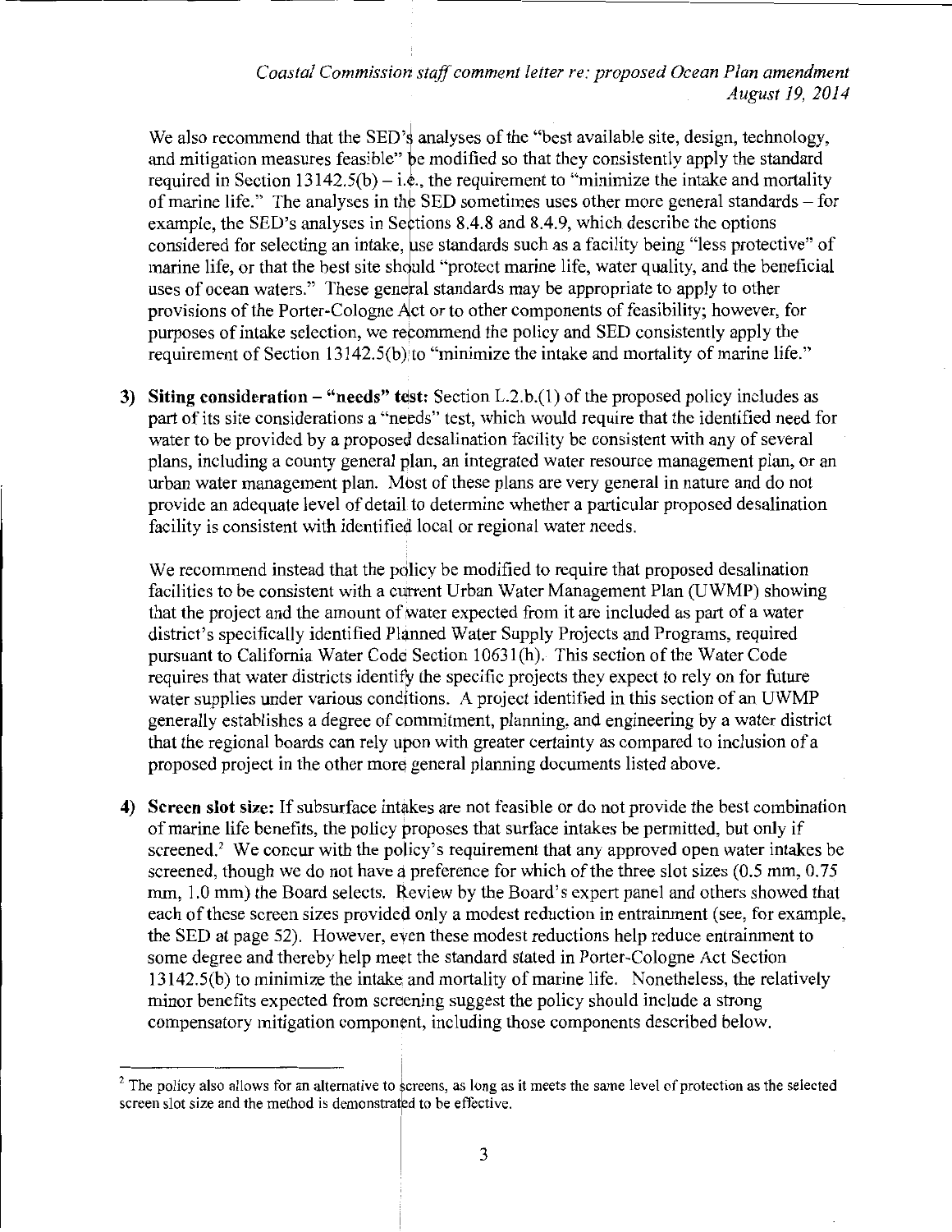We also recommend that the SED's analyses of the "best available site, design, technology, and mitigation measures feasible" be modified so that they consistently apply the standard required in Section 13142.5(b) – i.e., the requirement to "minimize the intake and mortality of marine life." The analyses in the SED sometimes uses other more general standards – for example, the SED's analyses in Sections 8.4.8 and 8.4.9, which describe the options considered for selecting an intake, use standards such as a facility being "less protective" of marine life, or that the best site should "protect marine life, water quality, and the beneficial uses of ocean waters." These general standards may be appropriate to apply to other provisions of the Porter-Cologne Act or to other components of feasibility; however, for purposes of intake selection, we recommend the policy and SED consistently apply the requirement of Section 13142.5(b) to "minimize the intake and mortality of marine life."

3) **Siting consideration – "needs" test:** Section L.2.b.(1) of the proposed policy includes as part of its site considerations a "needs" test, which would require that the identified need for water to be provided by a proposed desalination facility be consistent with any of several plans, including a county general plan, an integrated water resource management plan, or an urban water management plan. Most of these plans are very general in nature and do not provide an adequate level of detail to determine whether a particular proposed desalination facility is consistent with identified local or regional water needs.

   We recommend instead that the policy be modified to require that proposed desalination facilities to be consistent with a current Urban Water Management Plan (UWMP) showing that the project and the amount of water expected from it are included as part of a water district's specifically identified Planned Water Supply Projects and Programs, required pursuant to California Water Code Section 10631(h). This section of the Water Code requires that water districts identify the specific projects they expect to rely on for future water supplies under various conditions. A project identified in this section of an UWMP generally establishes a degree of commitment, planning, and engineering by a water district that the regional boards can rely upon with greater certainty as compared to inclusion of a proposed project in the other more general planning documents listed above.

4) **Screen slot size:** If subsurface intakes are not feasible or do not provide the best combination of marine life benefits, the policy proposes that surface intakes be permitted, but only if screened.[2] We concur with the policy's requirement that any approved open water intakes be screened, though we do not have a preference for which of the three slot sizes (0.5 mm, 0.75 mm, 1.0 mm) the Board selects. Review by the Board's expert panel and others showed that each of these screen sizes provided only a modest reduction in entrainment (see, for example, the SED at page 52). However, even these modest reductions help reduce entrainment to some degree and thereby help meet the standard stated in Porter-Cologne Act Section 13142.5(b) to minimize the intake and mortality of marine life. Nonetheless, the relatively minor benefits expected from screening suggest the policy should include a strong compensatory mitigation component, including those components described below.

---

[2] The policy also allows for an alternative to screens, as long as it meets the same level of protection as the selected screen slot size and the method is demonstrated to be effective.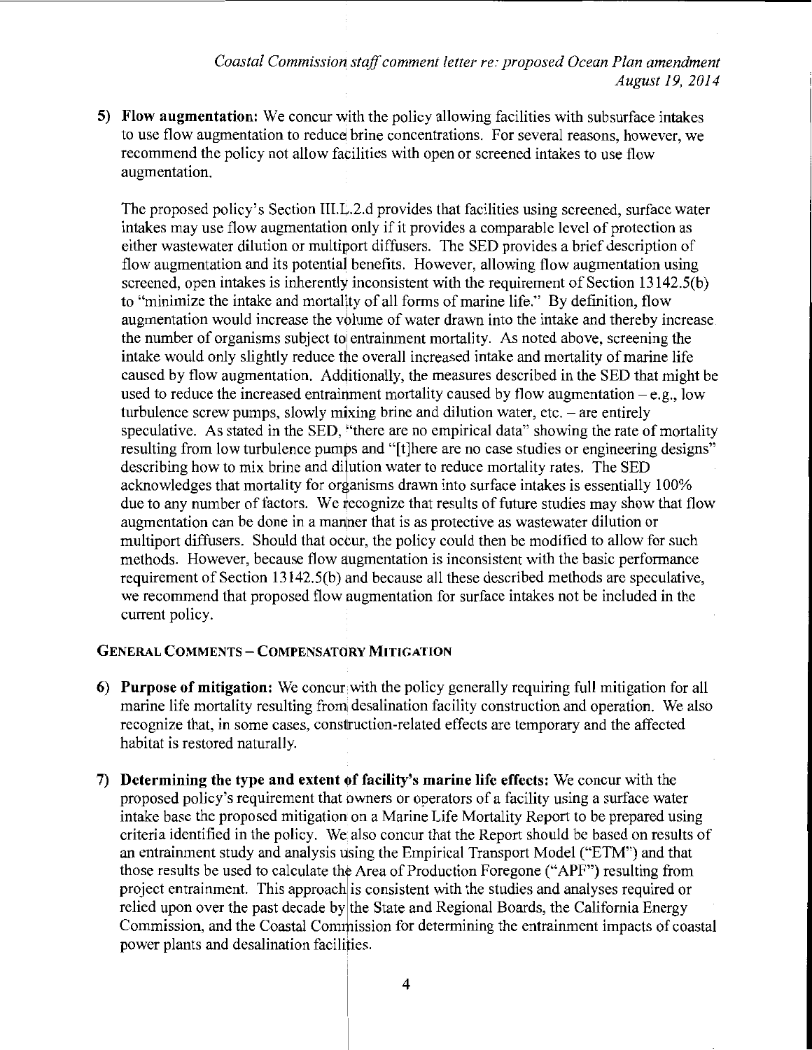5) **Flow augmentation:** We concur with the policy allowing facilities with subsurface intakes to use flow augmentation to reduce brine concentrations. For several reasons, however, we recommend the policy not allow facilities with open or screened intakes to use flow augmentation.

   The proposed policy's Section III.L.2.d provides that facilities using screened, surface water intakes may use flow augmentation only if it provides a comparable level of protection as either wastewater dilution or multiport diffusers. The SED provides a brief description of flow augmentation and its potential benefits. However, allowing flow augmentation using screened, open intakes is inherently inconsistent with the requirement of Section 13142.5(b) to "minimize the intake and mortality of all forms of marine life." By definition, flow augmentation would increase the volume of water drawn into the intake and thereby increase the number of organisms subject to entrainment mortality. As noted above, screening the intake would only slightly reduce the overall increased intake and mortality of marine life caused by flow augmentation. Additionally, the measures described in the SED that might be used to reduce the increased entrainment mortality caused by flow augmentation – e.g., low turbulence screw pumps, slowly mixing brine and dilution water, etc. – are entirely speculative. As stated in the SED, "there are no empirical data" showing the rate of mortality resulting from low turbulence pumps and "[t]here are no case studies or engineering designs" describing how to mix brine and dilution water to reduce mortality rates. The SED acknowledges that mortality for organisms drawn into surface intakes is essentially 100% due to any number of factors. We recognize that results of future studies may show that flow augmentation can be done in a manner that is as protective as wastewater dilution or multiport diffusers. Should that occur, the policy could then be modified to allow for such methods. However, because flow augmentation is inconsistent with the basic performance requirement of Section 13142.5(b) and because all these described methods are speculative, we recommend that proposed flow augmentation for surface intakes not be included in the current policy.

### GENERAL COMMENTS – COMPENSATORY MITIGATION

6) **Purpose of mitigation:** We concur with the policy generally requiring full mitigation for all marine life mortality resulting from desalination facility construction and operation. We also recognize that, in some cases, construction-related effects are temporary and the affected habitat is restored naturally.

7) **Determining the type and extent of facility's marine life effects:** We concur with the proposed policy's requirement that owners or operators of a facility using a surface water intake base the proposed mitigation on a Marine Life Mortality Report to be prepared using criteria identified in the policy. We also concur that the Report should be based on results of an entrainment study and analysis using the Empirical Transport Model ("ETM") and that those results be used to calculate the Area of Production Foregone ("APF") resulting from project entrainment. This approach is consistent with the studies and analyses required or relied upon over the past decade by the State and Regional Boards, the California Energy Commission, and the Coastal Commission for determining the entrainment impacts of coastal power plants and desalination facilities.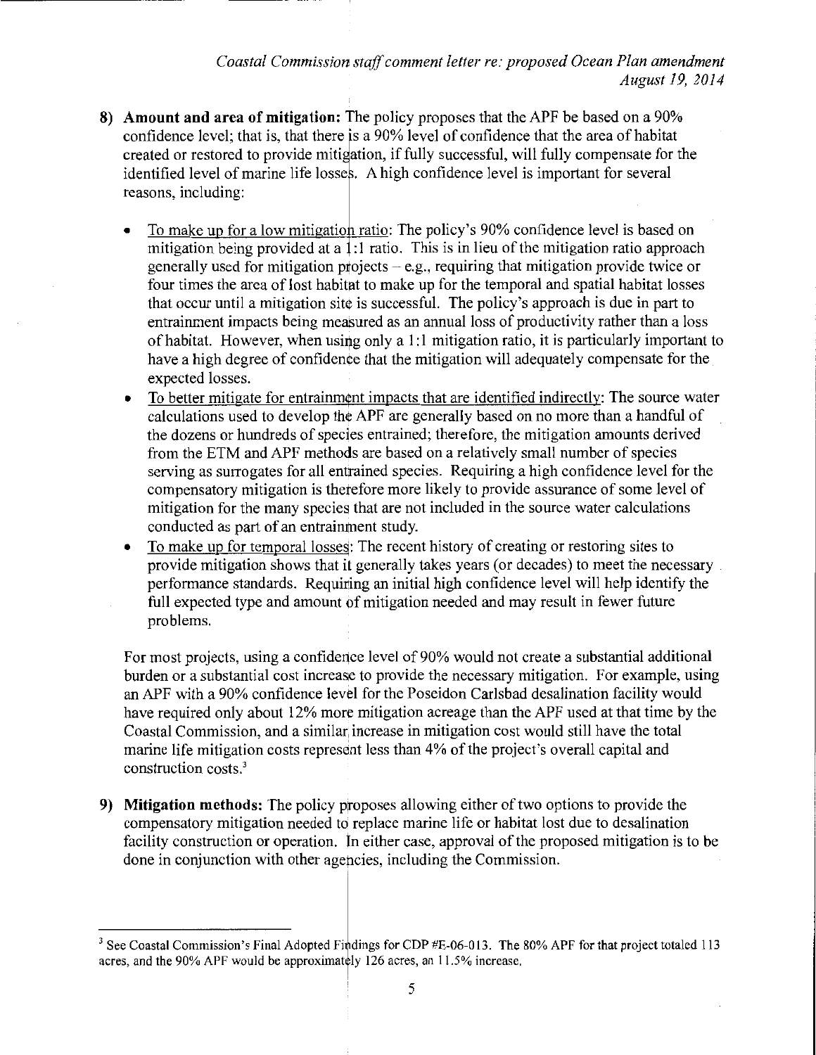8) **Amount and area of mitigation:** The policy proposes that the APF be based on a 90% confidence level; that is, that there is a 90% level of confidence that the area of habitat created or restored to provide mitigation, if fully successful, will fully compensate for the identified level of marine life losses. A high confidence level is important for several reasons, including:

   - To make up for a low mitigation ratio: The policy's 90% confidence level is based on mitigation being provided at a 1:1 ratio. This is in lieu of the mitigation ratio approach generally used for mitigation projects – e.g., requiring that mitigation provide twice or four times the area of lost habitat to make up for the temporal and spatial habitat losses that occur until a mitigation site is successful. The policy's approach is due in part to entrainment impacts being measured as an annual loss of productivity rather than a loss of habitat. However, when using only a 1:1 mitigation ratio, it is particularly important to have a high degree of confidence that the mitigation will adequately compensate for the expected losses.
   - To better mitigate for entrainment impacts that are identified indirectly: The source water calculations used to develop the APF are generally based on no more than a handful of the dozens or hundreds of species entrained; therefore, the mitigation amounts derived from the ETM and APF methods are based on a relatively small number of species serving as surrogates for all entrained species. Requiring a high confidence level for the compensatory mitigation is therefore more likely to provide assurance of some level of mitigation for the many species that are not included in the source water calculations conducted as part of an entrainment study.
   - To make up for temporal losses: The recent history of creating or restoring sites to provide mitigation shows that it generally takes years (or decades) to meet the necessary performance standards. Requiring an initial high confidence level will help identify the full expected type and amount of mitigation needed and may result in fewer future problems.

   For most projects, using a confidence level of 90% would not create a substantial additional burden or a substantial cost increase to provide the necessary mitigation. For example, using an APF with a 90% confidence level for the Poseidon Carlsbad desalination facility would have required only about 12% more mitigation acreage than the APF used at that time by the Coastal Commission, and a similar increase in mitigation cost would still have the total marine life mitigation costs represent less than 4% of the project's overall capital and construction costs.[3]

9) **Mitigation methods:** The policy proposes allowing either of two options to provide the compensatory mitigation needed to replace marine life or habitat lost due to desalination facility construction or operation. In either case, approval of the proposed mitigation is to be done in conjunction with other agencies, including the Commission.

---

[3] See Coastal Commission's Final Adopted Findings for CDP #E-06-013. The 80% APF for that project totaled 113 acres, and the 90% APF would be approximately 126 acres, an 11.5% increase.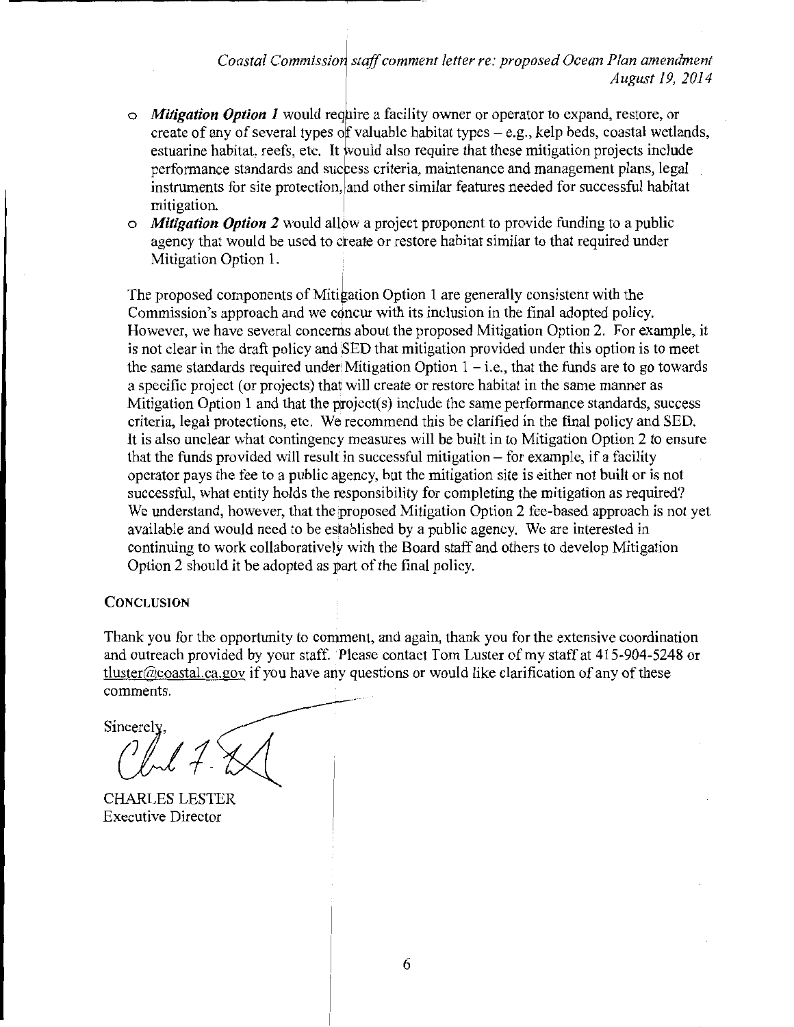- *Mitigation Option 1* would require a facility owner or operator to expand, restore, or create of any of several types of valuable habitat types – e.g., kelp beds, coastal wetlands, estuarine habitat, reefs, etc. It would also require that these mitigation projects include performance standards and success criteria, maintenance and management plans, legal instruments for site protection, and other similar features needed for successful habitat mitigation.
- *Mitigation Option 2* would allow a project proponent to provide funding to a public agency that would be used to create or restore habitat similar to that required under Mitigation Option 1.

The proposed components of Mitigation Option 1 are generally consistent with the Commission's approach and we concur with its inclusion in the final adopted policy. However, we have several concerns about the proposed Mitigation Option 2. For example, it is not clear in the draft policy and SED that mitigation provided under this option is to meet the same standards required under Mitigation Option 1 – i.e., that the funds are to go towards a specific project (or projects) that will create or restore habitat in the same manner as Mitigation Option 1 and that the project(s) include the same performance standards, success criteria, legal protections, etc. We recommend this be clarified in the final policy and SED. It is also unclear what contingency measures will be built in to Mitigation Option 2 to ensure that the funds provided will result in successful mitigation – for example, if a facility operator pays the fee to a public agency, but the mitigation site is either not built or is not successful, what entity holds the responsibility for completing the mitigation as required? We understand, however, that the proposed Mitigation Option 2 fee-based approach is not yet available and would need to be established by a public agency. We are interested in continuing to work collaboratively with the Board staff and others to develop Mitigation Option 2 should it be adopted as part of the final policy.

## CONCLUSION

Thank you for the opportunity to comment, and again, thank you for the extensive coordination and outreach provided by your staff. Please contact Tom Luster of my staff at 415-904-5248 or tluster@coastal.ca.gov if you have any questions or would like clarification of any of these comments.

Sincerely,

CHARLES LESTER
Executive Director